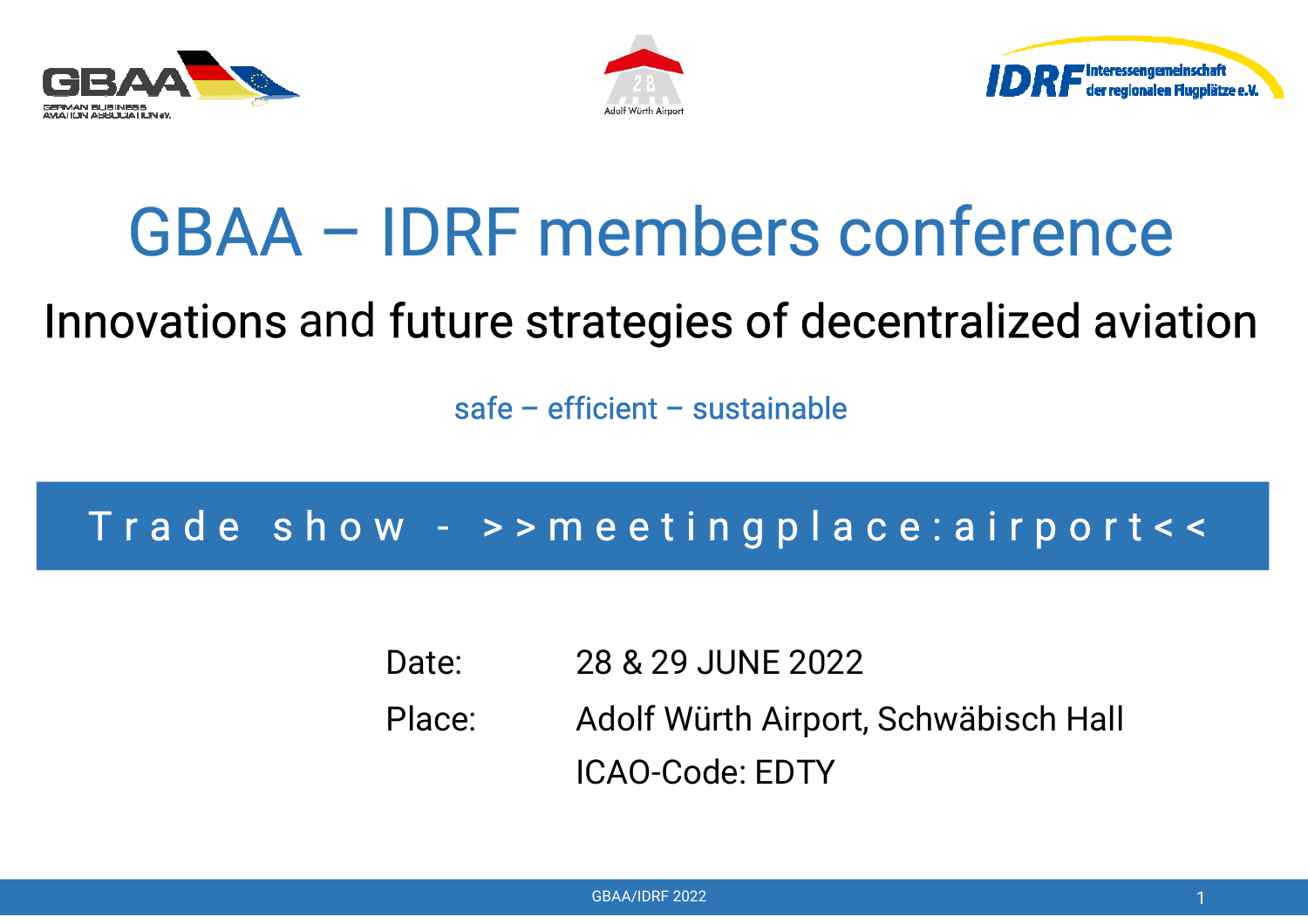# GBAA – IDRF members conference

## Innovations and future strategies of decentralized aviation

safe – efficient – sustainable

**Trade show - >>meetingplace:airport<<**

Date: 28 & 29 JUNE 2022

Place: Adolf Würth Airport, Schwäbisch Hall

ICAO-Code: EDTY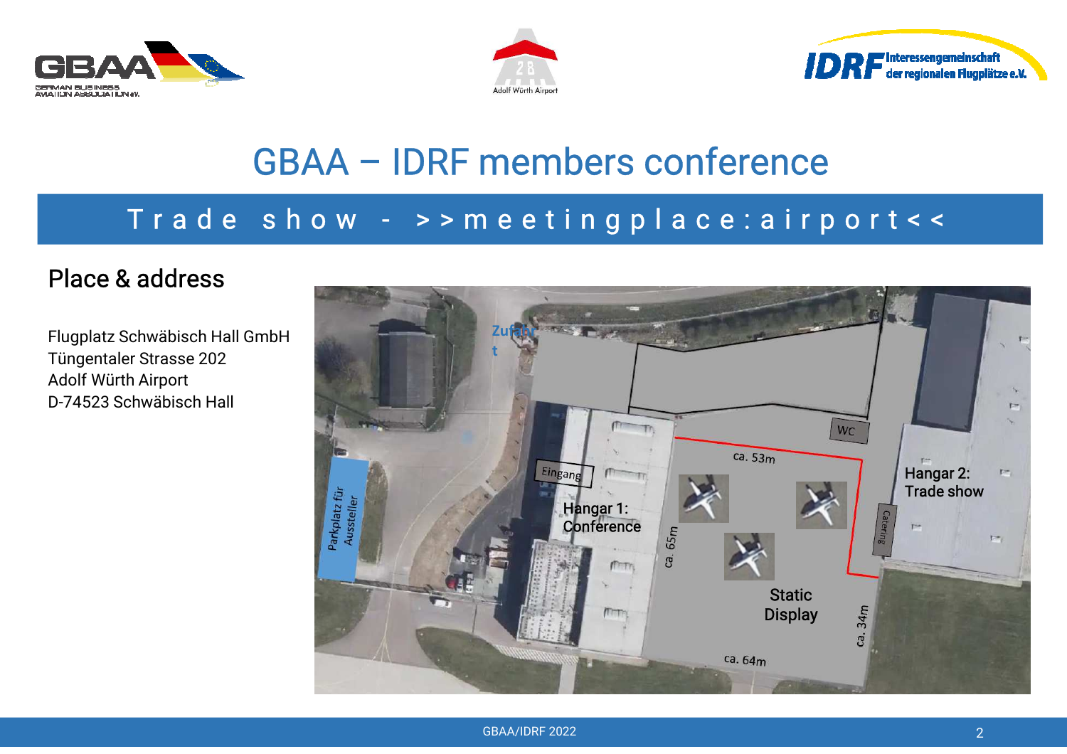# GBAA – IDRF members conference

## Trade show - >>meetingplace:airport<<

### Place & address

Flugplatz Schwäbisch Hall GmbH
Tüngentaler Strasse 202
Adolf Würth Airport
D-74523 Schwäbisch Hall

Zufahrt

Parkplatz für Aussteller

Eingang

Hangar 1: Conference

WC

ca. 53m

ca. 65m

Static Display

ca. 64m

ca. 34m

Catering

Hangar 2: Trade show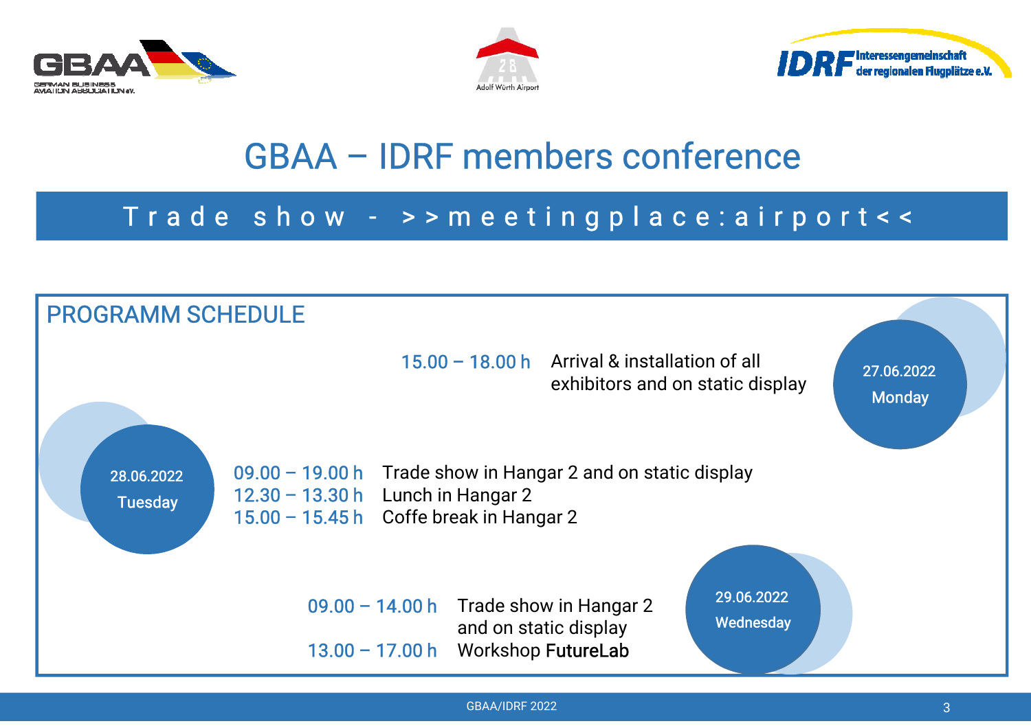# GBAA – IDRF members conference

## Trade show - >>meetingplace:airport<<

### PROGRAMM SCHEDULE

**27.06.2022 Monday**

15.00 – 18.00 h Arrival & installation of all exhibitors and on static display

**28.06.2022 Tuesday**

09.00 – 19.00 h Trade show in Hangar 2 and on static display
12.30 – 13.30 h Lunch in Hangar 2
15.00 – 15.45 h Coffe break in Hangar 2

**29.06.2022 Wednesday**

09.00 – 14.00 h Trade show in Hangar 2 and on static display
13.00 – 17.00 h Workshop FutureLab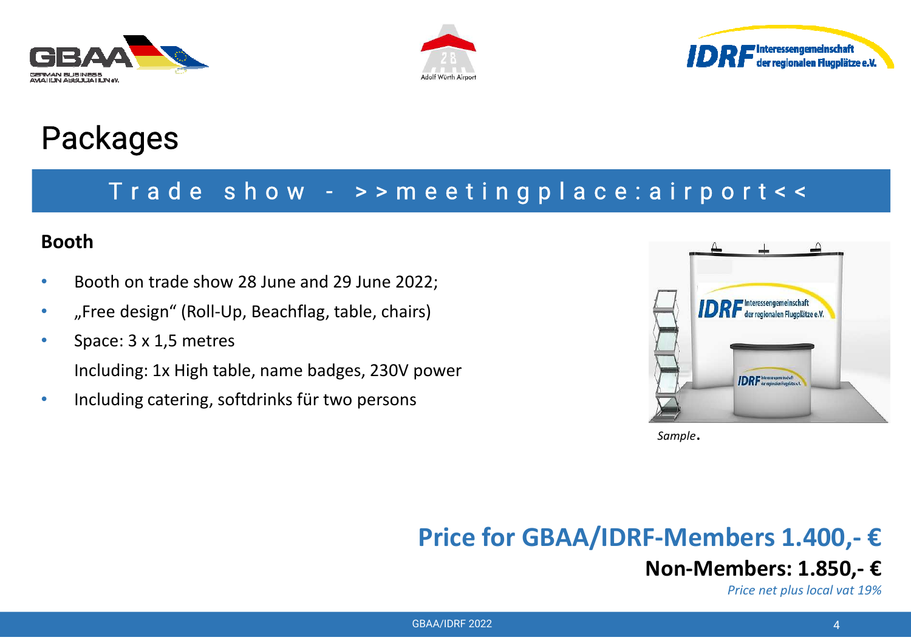# Packages

## Trade show - >>meetingplace:airport<<

### Booth

- Booth on trade show 28 June and 29 June 2022;
- „Free design" (Roll-Up, Beachflag, table, chairs)
- Space: 3 x 1,5 metres
  Including: 1x High table, name badges, 230V power
- Including catering, softdrinks für two persons

*Sample*.

## Price for GBAA/IDRF-Members 1.400,- €

**Non-Members: 1.850,- €**

*Price net plus local vat 19%*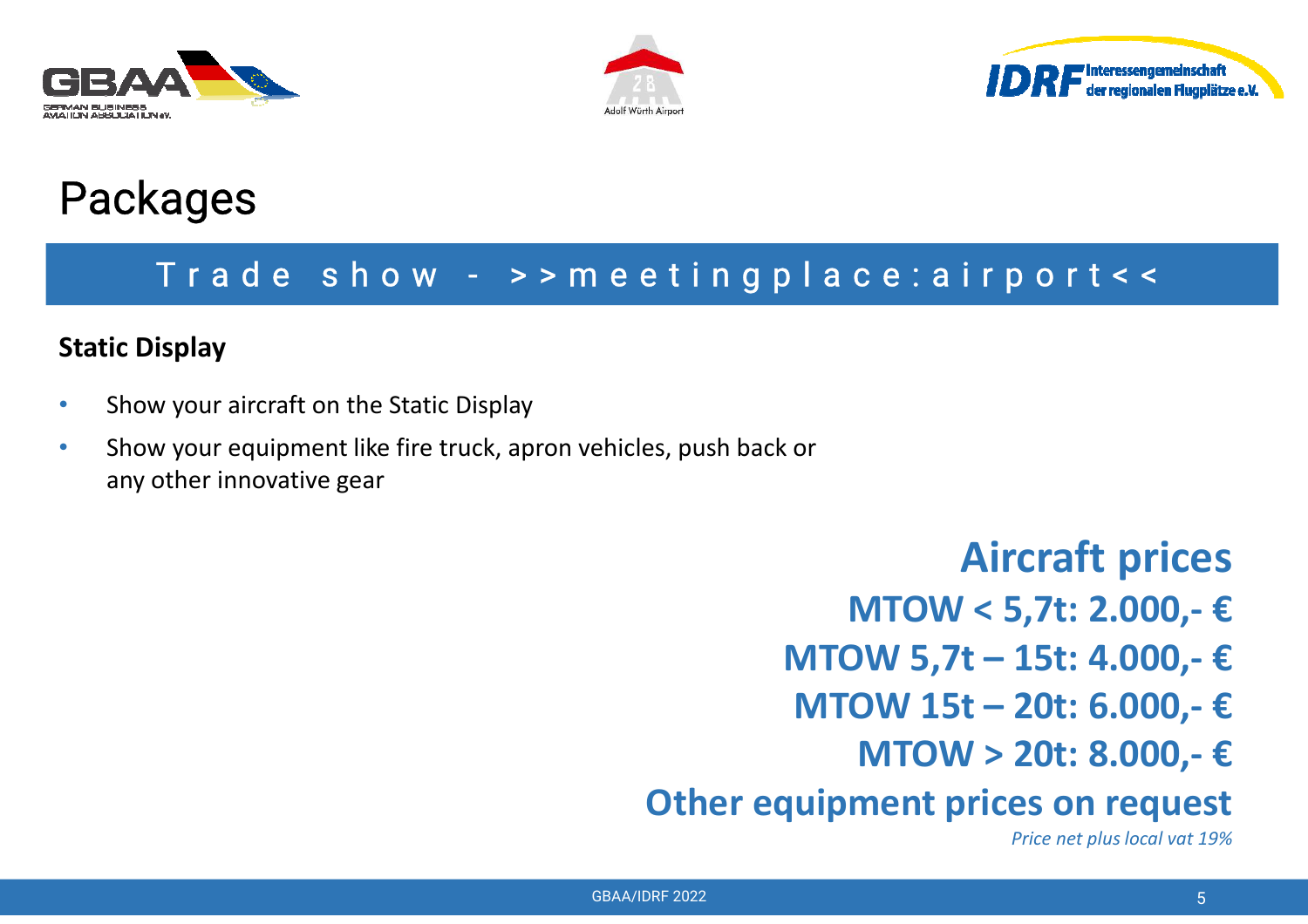# Packages

## Trade show - >>meetingplace:airport<<

### Static Display

- Show your aircraft on the Static Display
- Show your equipment like fire truck, apron vehicles, push back or any other innovative gear

**Aircraft prices**

**MTOW < 5,7t: 2.000,- €**

**MTOW 5,7t – 15t: 4.000,- €**

**MTOW 15t – 20t: 6.000,- €**

**MTOW > 20t: 8.000,- €**

**Other equipment prices on request**

*Price net plus local vat 19%*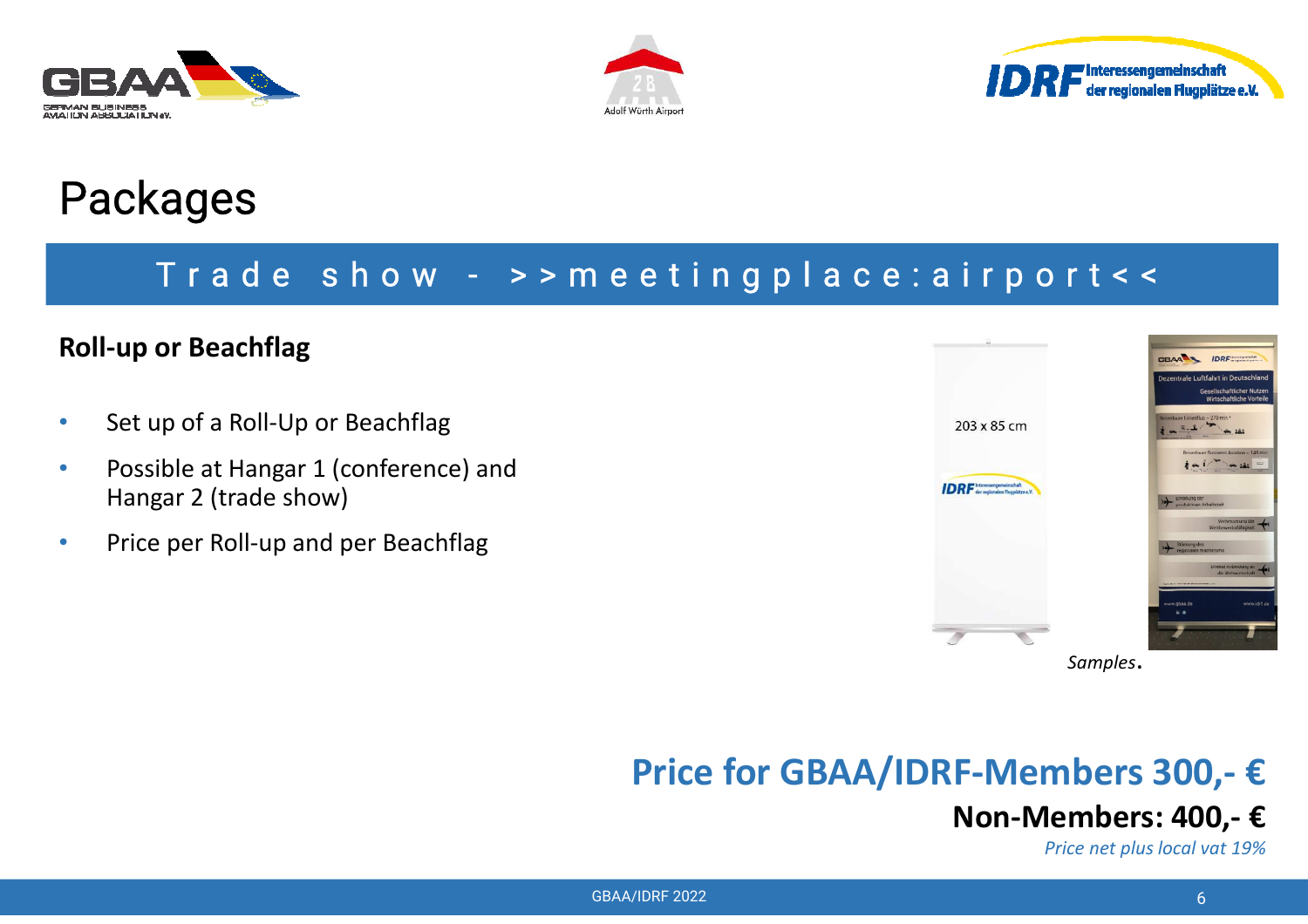# Packages

## Trade show - >>meetingplace:airport<<

### Roll-up or Beachflag

- Set up of a Roll-Up or Beachflag
- Possible at Hangar 1 (conference) and Hangar 2 (trade show)
- Price per Roll-up and per Beachflag

203 x 85 cm

*Samples*.

## Price for GBAA/IDRF-Members 300,- €

**Non-Members: 400,- €**

*Price net plus local vat 19%*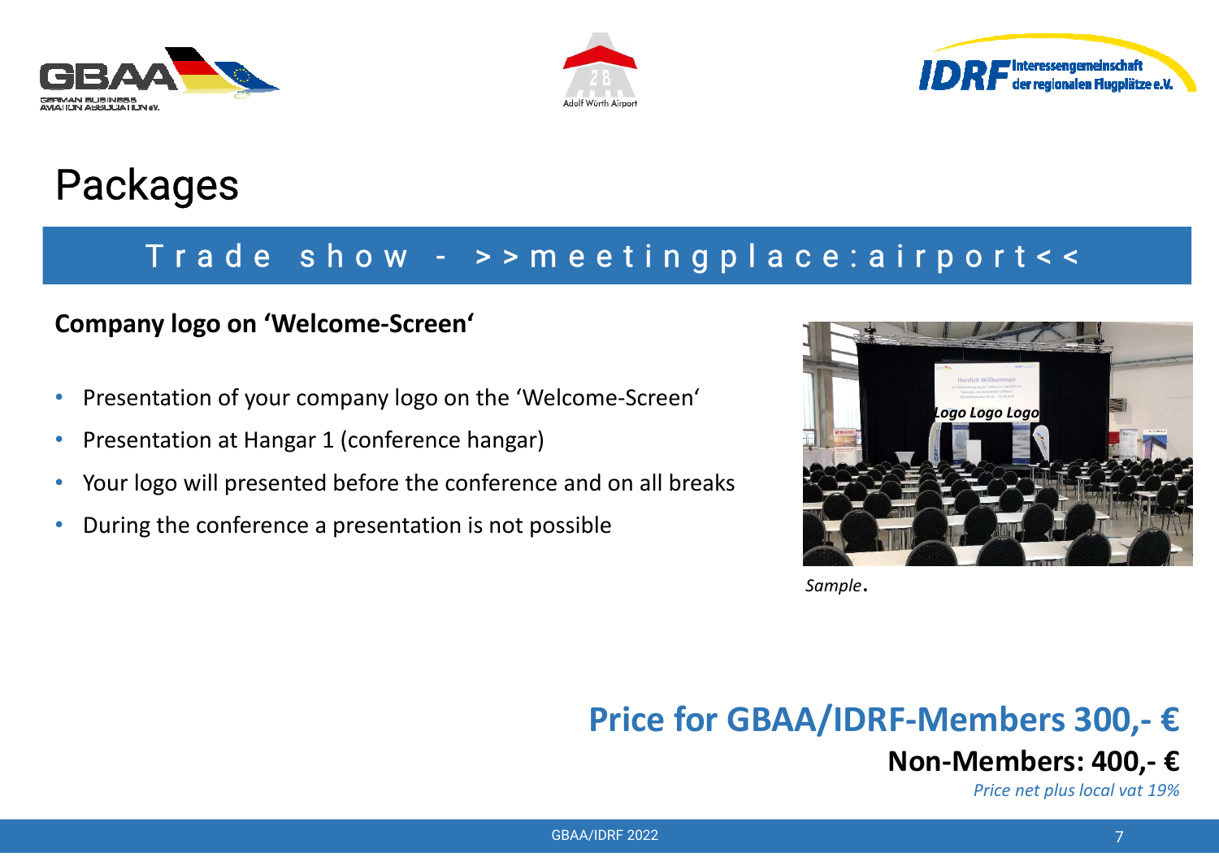# Packages

## Trade show - >>meetingplace:airport<<

### Company logo on 'Welcome-Screen'

- Presentation of your company logo on the 'Welcome-Screen'
- Presentation at Hangar 1 (conference hangar)
- Your logo will presented before the conference and on all breaks
- During the conference a presentation is not possible

*Sample*.

**Price for GBAA/IDRF-Members 300,- €**

**Non-Members: 400,- €**

*Price net plus local vat 19%*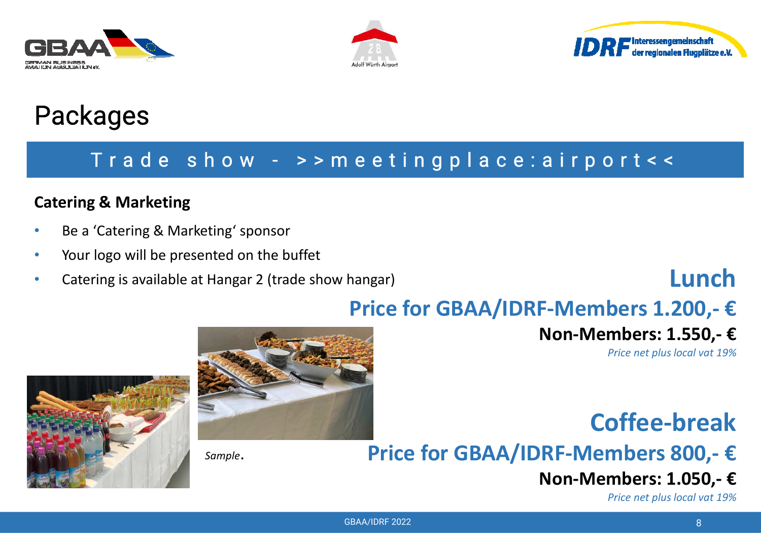# Packages

## Trade show - >>meetingplace:airport<<

### Catering & Marketing

- Be a 'Catering & Marketing' sponsor
- Your logo will be presented on the buffet
- Catering is available at Hangar 2 (trade show hangar)

*Sample*.

## Lunch

**Price for GBAA/IDRF-Members 1.200,- €**

**Non-Members: 1.550,- €**

*Price net plus local vat 19%*

## Coffee-break

**Price for GBAA/IDRF-Members 800,- €**

**Non-Members: 1.050,- €**

*Price net plus local vat 19%*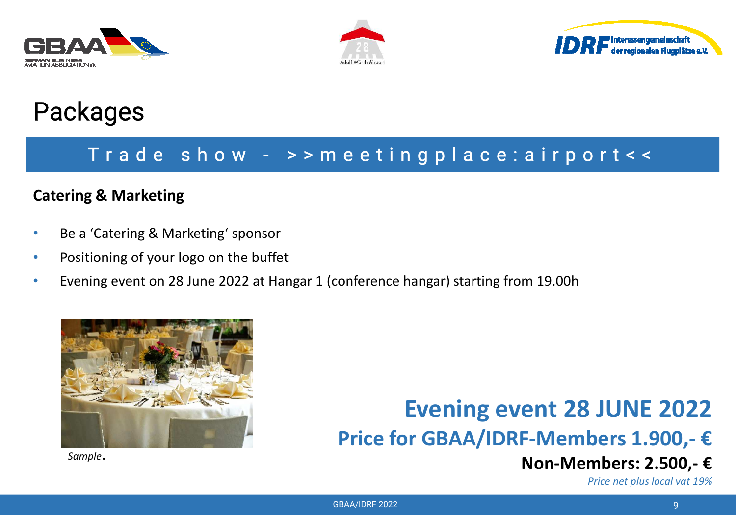# Packages

## Trade show - >>meetingplace:airport<<

### Catering & Marketing

- Be a ‘Catering & Marketing‘ sponsor
- Positioning of your logo on the buffet
- Evening event on 28 June 2022 at Hangar 1 (conference hangar) starting from 19.00h

*Sample*.

## Evening event 28 JUNE 2022

### Price for GBAA/IDRF-Members 1.900,- €

**Non-Members: 2.500,- €**

*Price net plus local vat 19%*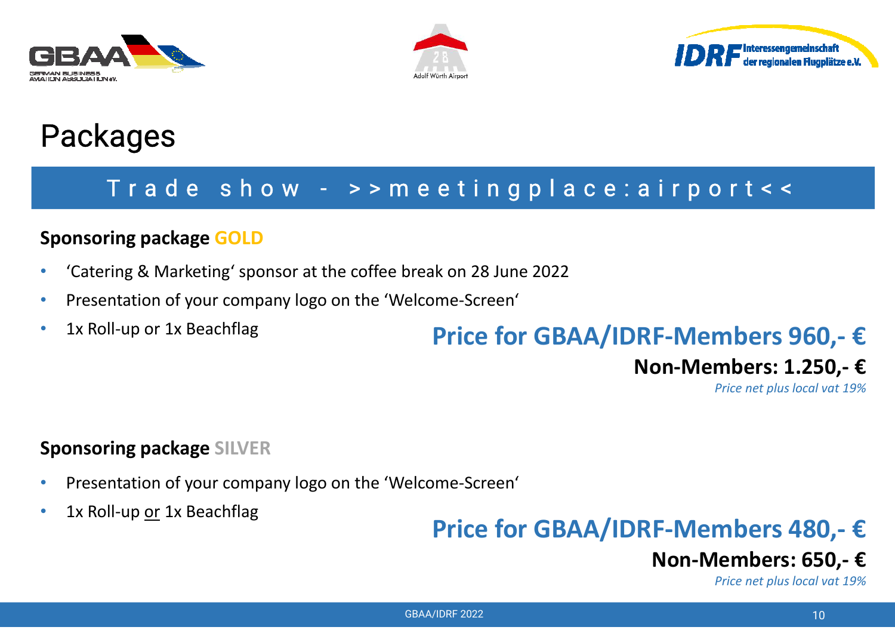# Packages

## Trade show - >>meetingplace:airport<<

### Sponsoring package GOLD

- ‘Catering & Marketing‘ sponsor at the coffee break on 28 June 2022
- Presentation of your company logo on the ‘Welcome-Screen‘
- 1x Roll-up or 1x Beachflag

**Price for GBAA/IDRF-Members 960,- €**

**Non-Members: 1.250,- €**

*Price net plus local vat 19%*

### Sponsoring package SILVER

- Presentation of your company logo on the ‘Welcome-Screen‘
- 1x Roll-up or 1x Beachflag

**Price for GBAA/IDRF-Members 480,- €**

**Non-Members: 650,- €**

*Price net plus local vat 19%*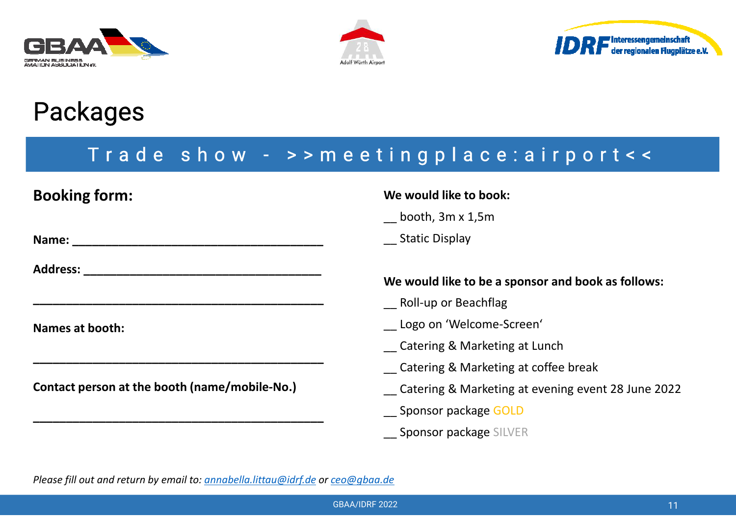# Packages

## Trade show - >>meetingplace:airport<<

**Booking form:**

**Name:** ________________________________________

**Address:** ______________________________________

________________________________________________

**Names at booth:**

________________________________________________

**Contact person at the booth (name/mobile-No.)**

________________________________________________

**We would like to book:**

__ booth, 3m x 1,5m

__ Static Display

**We would like to be a sponsor and book as follows:**

__ Roll-up or Beachflag

__ Logo on ‘Welcome-Screen‘

__ Catering & Marketing at Lunch

__ Catering & Marketing at coffee break

__ Catering & Marketing at evening event 28 June 2022

__ Sponsor package GOLD

__ Sponsor package SILVER

*Please fill out and return by email to: annabella.littau@idrf.de or ceo@gbaa.de*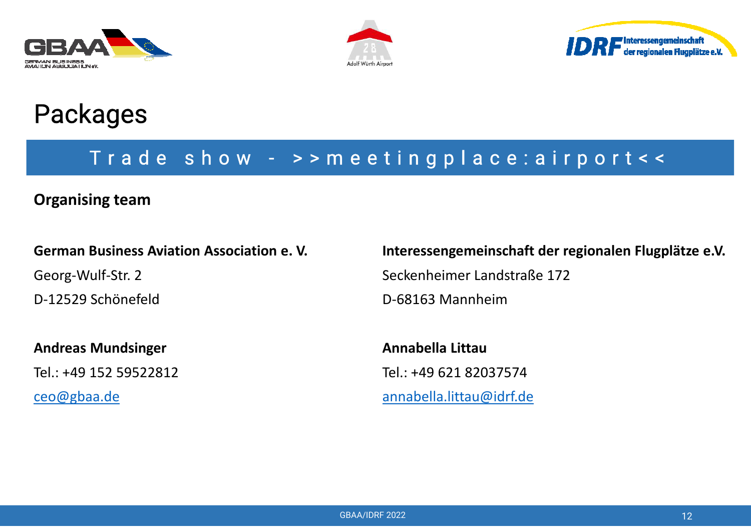# Packages

## Trade show - >>meetingplace:airport<<

**Organising team**

**German Business Aviation Association e. V.**
Georg-Wulf-Str. 2
D-12529 Schönefeld

**Andreas Mundsinger**
Tel.: +49 152 59522812
ceo@gbaa.de

**Interessengemeinschaft der regionalen Flugplätze e.V.**
Seckenheimer Landstraße 172
D-68163 Mannheim

**Annabella Littau**
Tel.: +49 621 82037574
annabella.littau@idrf.de